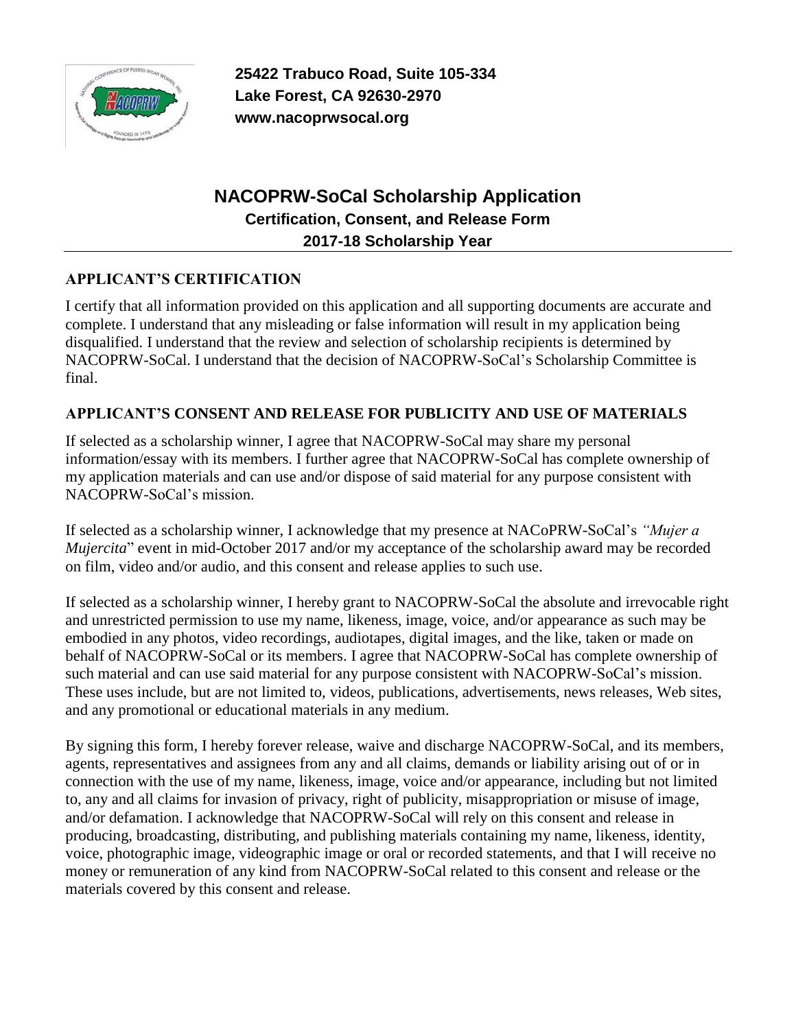**25422 Trabuco Road, Suite 105-334**
**Lake Forest, CA 92630-2970**
**www.nacoprwsocal.org**

# NACOPRW-SoCal Scholarship Application

### Certification, Consent, and Release Form

### 2017-18 Scholarship Year

## APPLICANT'S CERTIFICATION

I certify that all information provided on this application and all supporting documents are accurate and complete. I understand that any misleading or false information will result in my application being disqualified. I understand that the review and selection of scholarship recipients is determined by NACOPRW-SoCal. I understand that the decision of NACOPRW-SoCal's Scholarship Committee is final.

## APPLICANT'S CONSENT AND RELEASE FOR PUBLICITY AND USE OF MATERIALS

If selected as a scholarship winner, I agree that NACOPRW-SoCal may share my personal information/essay with its members. I further agree that NACOPRW-SoCal has complete ownership of my application materials and can use and/or dispose of said material for any purpose consistent with NACOPRW-SoCal's mission.

If selected as a scholarship winner, I acknowledge that my presence at NACoPRW-SoCal's *"Mujer a Mujercita*" event in mid-October 2017 and/or my acceptance of the scholarship award may be recorded on film, video and/or audio, and this consent and release applies to such use.

If selected as a scholarship winner, I hereby grant to NACOPRW-SoCal the absolute and irrevocable right and unrestricted permission to use my name, likeness, image, voice, and/or appearance as such may be embodied in any photos, video recordings, audiotapes, digital images, and the like, taken or made on behalf of NACOPRW-SoCal or its members. I agree that NACOPRW-SoCal has complete ownership of such material and can use said material for any purpose consistent with NACOPRW-SoCal's mission. These uses include, but are not limited to, videos, publications, advertisements, news releases, Web sites, and any promotional or educational materials in any medium.

By signing this form, I hereby forever release, waive and discharge NACOPRW-SoCal, and its members, agents, representatives and assignees from any and all claims, demands or liability arising out of or in connection with the use of my name, likeness, image, voice and/or appearance, including but not limited to, any and all claims for invasion of privacy, right of publicity, misappropriation or misuse of image, and/or defamation. I acknowledge that NACOPRW-SoCal will rely on this consent and release in producing, broadcasting, distributing, and publishing materials containing my name, likeness, identity, voice, photographic image, videographic image or oral or recorded statements, and that I will receive no money or remuneration of any kind from NACOPRW-SoCal related to this consent and release or the materials covered by this consent and release.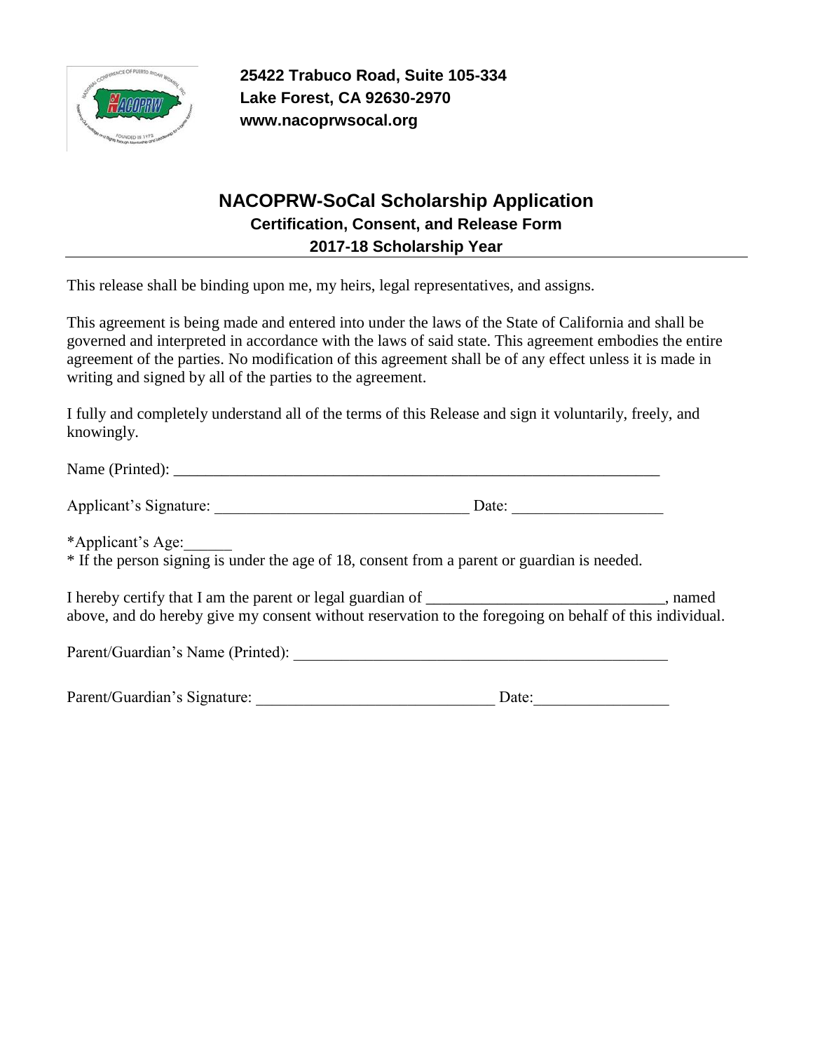25422 Trabuco Road, Suite 105-334
Lake Forest, CA 92630-2970
www.nacoprwsocal.org

## NACOPRW-SoCal Scholarship Application

### Certification, Consent, and Release Form

### 2017-18 Scholarship Year

This release shall be binding upon me, my heirs, legal representatives, and assigns.

This agreement is being made and entered into under the laws of the State of California and shall be governed and interpreted in accordance with the laws of said state. This agreement embodies the entire agreement of the parties. No modification of this agreement shall be of any effect unless it is made in writing and signed by all of the parties to the agreement.

I fully and completely understand all of the terms of this Release and sign it voluntarily, freely, and knowingly.

Name (Printed): ________________________________________________________________

Applicant's Signature: ________________________________ Date: ___________________

*Applicant's Age:______

* If the person signing is under the age of 18, consent from a parent or guardian is needed.

I hereby certify that I am the parent or legal guardian of ______________________________, named above, and do hereby give my consent without reservation to the foregoing on behalf of this individual.

Parent/Guardian's Name (Printed): __________________________________________________

Parent/Guardian's Signature: ______________________________ Date:_________________